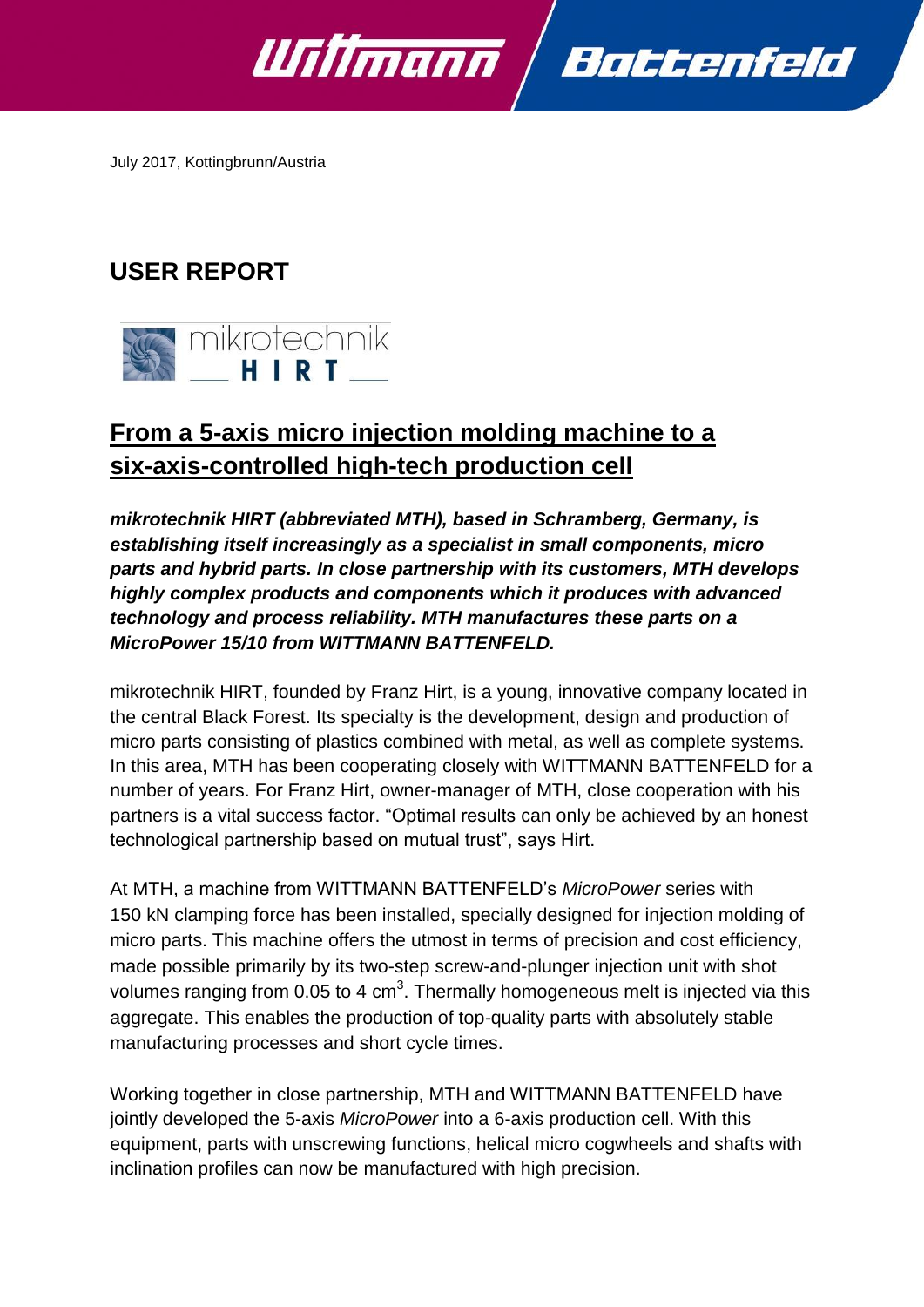July 2017, Kottingbrunn/Austria

## USER REPORT

mikrotechnik HIRT

# From a 5-axis micro injection molding machine to a six-axis-controlled high-tech production cell

***mikrotechnik HIRT (abbreviated MTH), based in Schramberg, Germany, is establishing itself increasingly as a specialist in small components, micro parts and hybrid parts. In close partnership with its customers, MTH develops highly complex products and components which it produces with advanced technology and process reliability. MTH manufactures these parts on a MicroPower 15/10 from WITTMANN BATTENFELD.***

mikrotechnik HIRT, founded by Franz Hirt, is a young, innovative company located in the central Black Forest. Its specialty is the development, design and production of micro parts consisting of plastics combined with metal, as well as complete systems. In this area, MTH has been cooperating closely with WITTMANN BATTENFELD for a number of years. For Franz Hirt, owner-manager of MTH, close cooperation with his partners is a vital success factor. "Optimal results can only be achieved by an honest technological partnership based on mutual trust", says Hirt.

At MTH, a machine from WITTMANN BATTENFELD's *MicroPower* series with 150 kN clamping force has been installed, specially designed for injection molding of micro parts. This machine offers the utmost in terms of precision and cost efficiency, made possible primarily by its two-step screw-and-plunger injection unit with shot volumes ranging from 0.05 to 4 $cm^3$. Thermally homogeneous melt is injected via this aggregate. This enables the production of top-quality parts with absolutely stable manufacturing processes and short cycle times.

Working together in close partnership, MTH and WITTMANN BATTENFELD have jointly developed the 5-axis *MicroPower* into a 6-axis production cell. With this equipment, parts with unscrewing functions, helical micro cogwheels and shafts with inclination profiles can now be manufactured with high precision.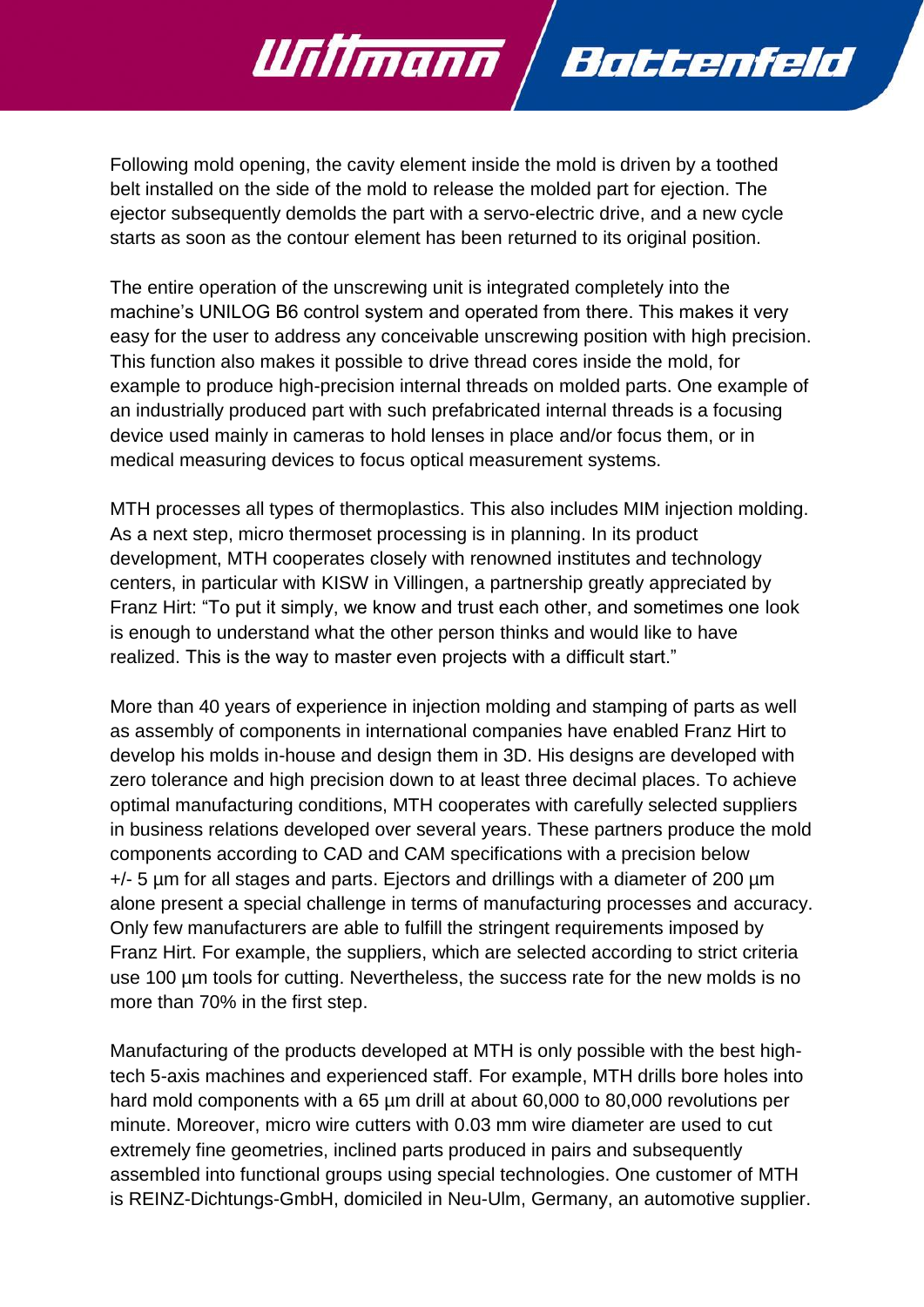Following mold opening, the cavity element inside the mold is driven by a toothed belt installed on the side of the mold to release the molded part for ejection. The ejector subsequently demolds the part with a servo-electric drive, and a new cycle starts as soon as the contour element has been returned to its original position.

The entire operation of the unscrewing unit is integrated completely into the machine's UNILOG B6 control system and operated from there. This makes it very easy for the user to address any conceivable unscrewing position with high precision. This function also makes it possible to drive thread cores inside the mold, for example to produce high-precision internal threads on molded parts. One example of an industrially produced part with such prefabricated internal threads is a focusing device used mainly in cameras to hold lenses in place and/or focus them, or in medical measuring devices to focus optical measurement systems.

MTH processes all types of thermoplastics. This also includes MIM injection molding. As a next step, micro thermoset processing is in planning. In its product development, MTH cooperates closely with renowned institutes and technology centers, in particular with KISW in Villingen, a partnership greatly appreciated by Franz Hirt: "To put it simply, we know and trust each other, and sometimes one look is enough to understand what the other person thinks and would like to have realized. This is the way to master even projects with a difficult start."

More than 40 years of experience in injection molding and stamping of parts as well as assembly of components in international companies have enabled Franz Hirt to develop his molds in-house and design them in 3D. His designs are developed with zero tolerance and high precision down to at least three decimal places. To achieve optimal manufacturing conditions, MTH cooperates with carefully selected suppliers in business relations developed over several years. These partners produce the mold components according to CAD and CAM specifications with a precision below +/- 5 µm for all stages and parts. Ejectors and drillings with a diameter of 200 µm alone present a special challenge in terms of manufacturing processes and accuracy. Only few manufacturers are able to fulfill the stringent requirements imposed by Franz Hirt. For example, the suppliers, which are selected according to strict criteria use 100 µm tools for cutting. Nevertheless, the success rate for the new molds is no more than 70% in the first step.

Manufacturing of the products developed at MTH is only possible with the best high-tech 5-axis machines and experienced staff. For example, MTH drills bore holes into hard mold components with a 65 µm drill at about 60,000 to 80,000 revolutions per minute. Moreover, micro wire cutters with 0.03 mm wire diameter are used to cut extremely fine geometries, inclined parts produced in pairs and subsequently assembled into functional groups using special technologies. One customer of MTH is REINZ-Dichtungs-GmbH, domiciled in Neu-Ulm, Germany, an automotive supplier.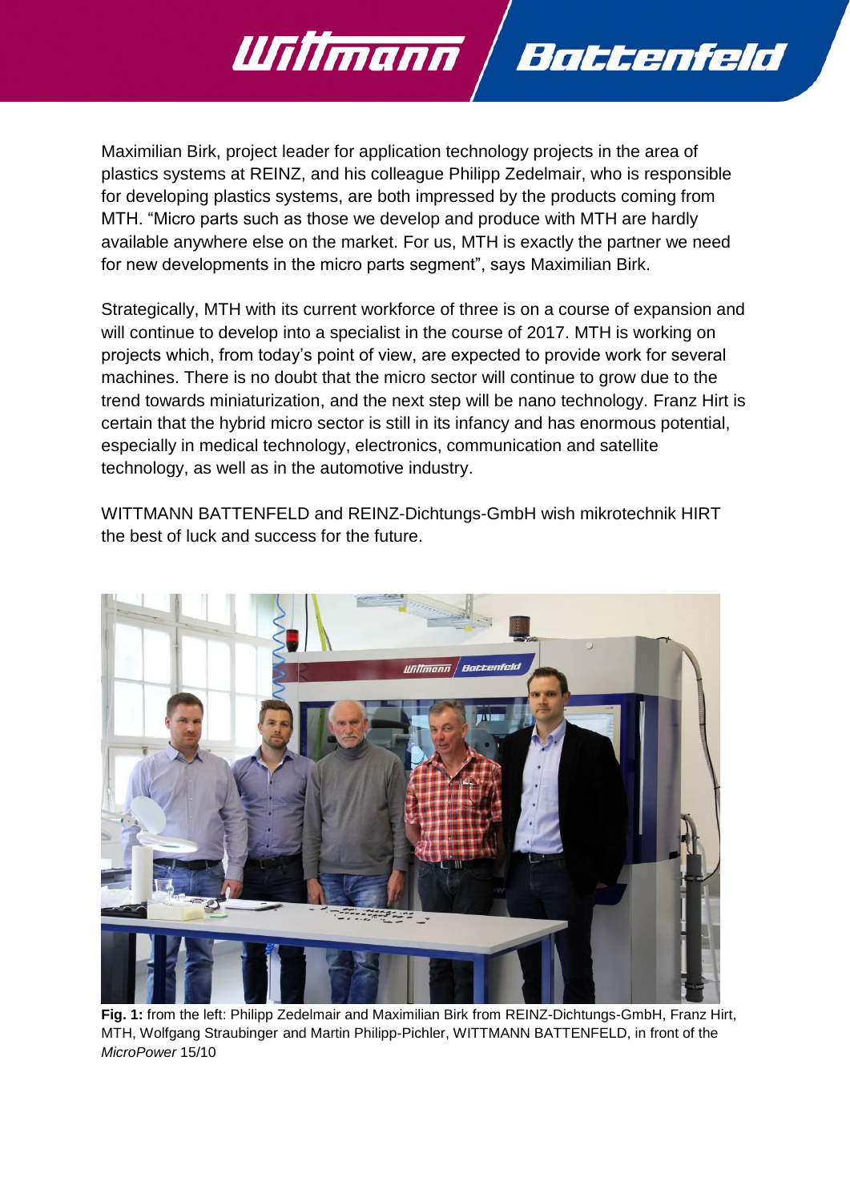Maximilian Birk, project leader for application technology projects in the area of plastics systems at REINZ, and his colleague Philipp Zedelmair, who is responsible for developing plastics systems, are both impressed by the products coming from MTH. “Micro parts such as those we develop and produce with MTH are hardly available anywhere else on the market. For us, MTH is exactly the partner we need for new developments in the micro parts segment”, says Maximilian Birk.

Strategically, MTH with its current workforce of three is on a course of expansion and will continue to develop into a specialist in the course of 2017. MTH is working on projects which, from today’s point of view, are expected to provide work for several machines. There is no doubt that the micro sector will continue to grow due to the trend towards miniaturization, and the next step will be nano technology. Franz Hirt is certain that the hybrid micro sector is still in its infancy and has enormous potential, especially in medical technology, electronics, communication and satellite technology, as well as in the automotive industry.

WITTMANN BATTENFELD and REINZ-Dichtungs-GmbH wish mikrotechnik HIRT the best of luck and success for the future.

**Fig. 1:** from the left: Philipp Zedelmair and Maximilian Birk from REINZ-Dichtungs-GmbH, Franz Hirt, MTH, Wolfgang Straubinger and Martin Philipp-Pichler, WITTMANN BATTENFELD, in front of the *MicroPower* 15/10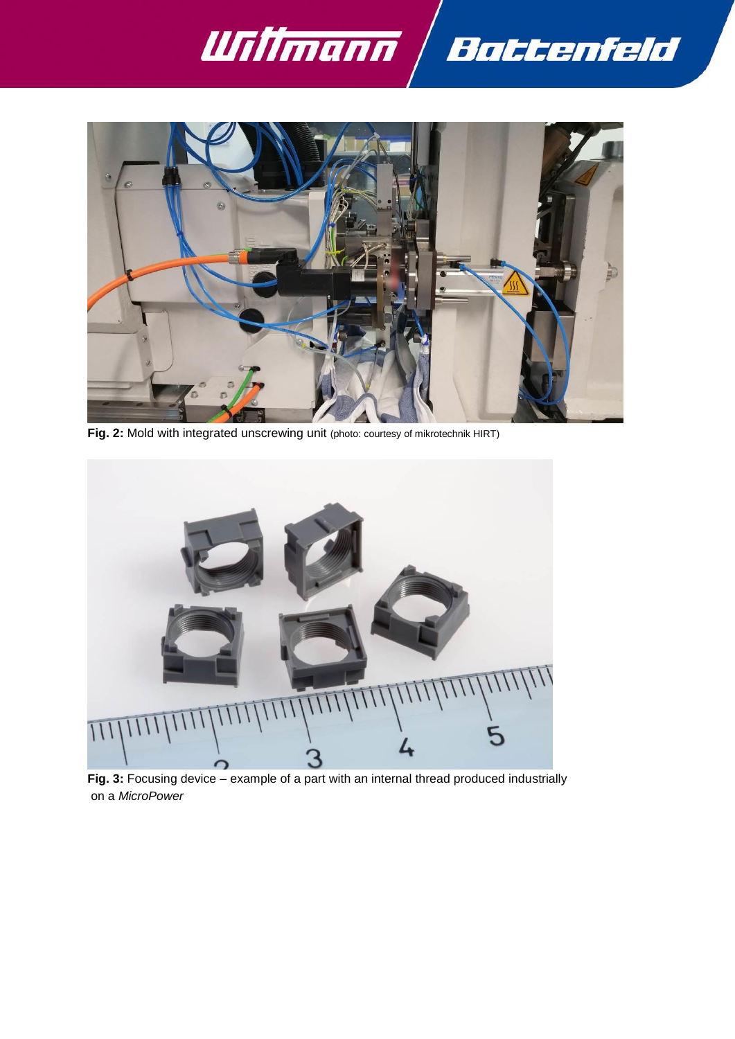**Fig. 2:** Mold with integrated unscrewing unit (photo: courtesy of mikrotechnik HIRT)

**Fig. 3:** Focusing device – example of a part with an internal thread produced industrially on a *MicroPower*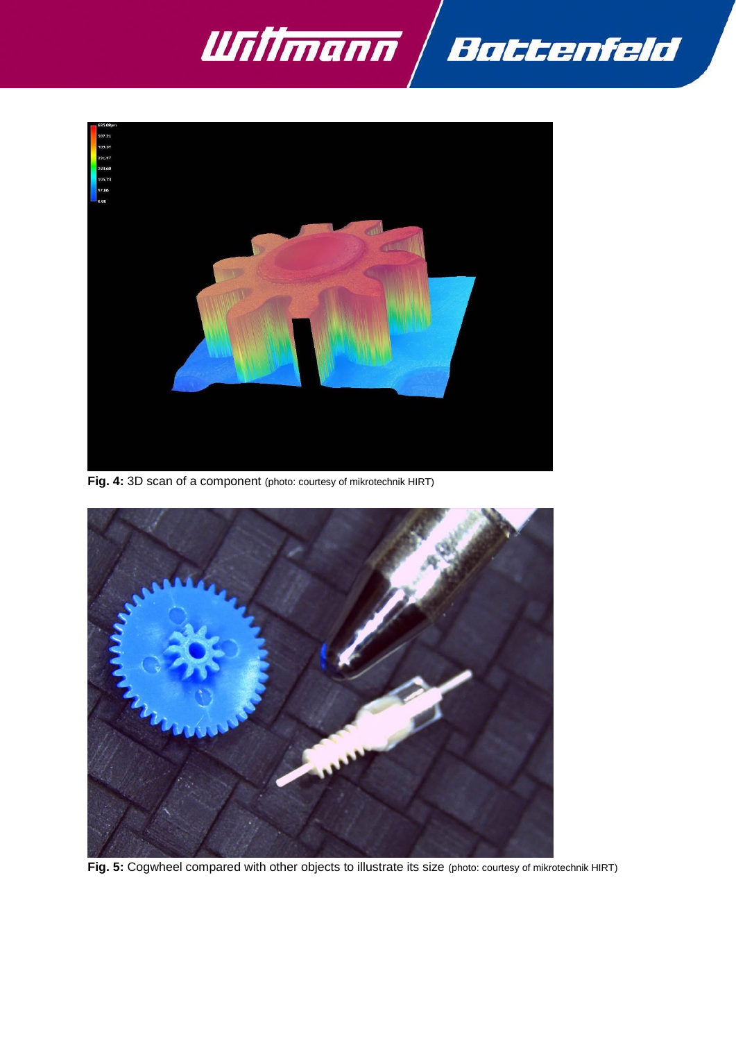**Fig. 4:** 3D scan of a component (photo: courtesy of mikrotechnik HIRT)

**Fig. 5:** Cogwheel compared with other objects to illustrate its size (photo: courtesy of mikrotechnik HIRT)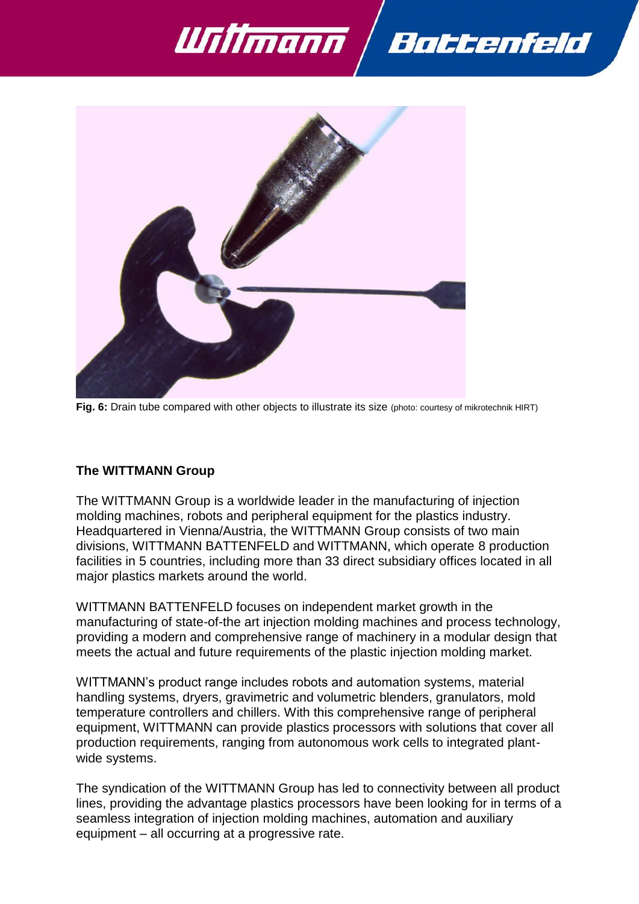**Fig. 6:** Drain tube compared with other objects to illustrate its size (photo: courtesy of mikrotechnik HIRT)

**The WITTMANN Group**

The WITTMANN Group is a worldwide leader in the manufacturing of injection molding machines, robots and peripheral equipment for the plastics industry. Headquartered in Vienna/Austria, the WITTMANN Group consists of two main divisions, WITTMANN BATTENFELD and WITTMANN, which operate 8 production facilities in 5 countries, including more than 33 direct subsidiary offices located in all major plastics markets around the world.

WITTMANN BATTENFELD focuses on independent market growth in the manufacturing of state-of-the art injection molding machines and process technology, providing a modern and comprehensive range of machinery in a modular design that meets the actual and future requirements of the plastic injection molding market.

WITTMANN's product range includes robots and automation systems, material handling systems, dryers, gravimetric and volumetric blenders, granulators, mold temperature controllers and chillers. With this comprehensive range of peripheral equipment, WITTMANN can provide plastics processors with solutions that cover all production requirements, ranging from autonomous work cells to integrated plant-wide systems.

The syndication of the WITTMANN Group has led to connectivity between all product lines, providing the advantage plastics processors have been looking for in terms of a seamless integration of injection molding machines, automation and auxiliary equipment – all occurring at a progressive rate.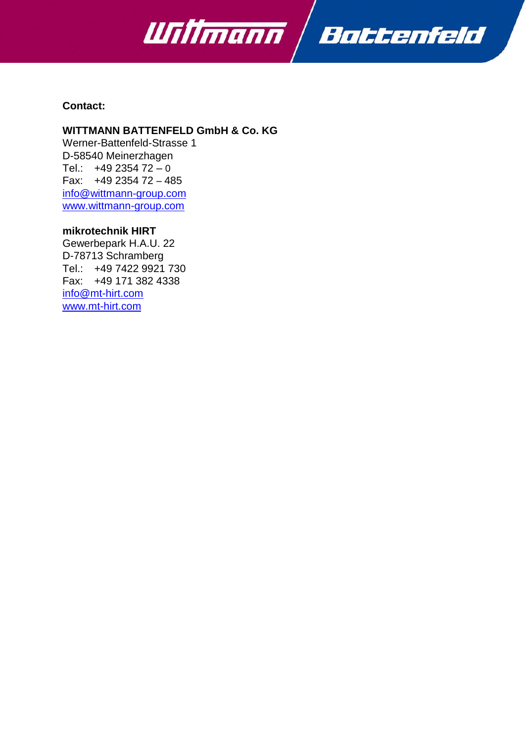**Contact:**

**WITTMANN BATTENFELD GmbH & Co. KG**
Werner-Battenfeld-Strasse 1
D-58540 Meinerzhagen
Tel.: +49 2354 72 – 0
Fax: +49 2354 72 – 485
info@wittmann-group.com
www.wittmann-group.com

**mikrotechnik HIRT**
Gewerbepark H.A.U. 22
D-78713 Schramberg
Tel.: +49 7422 9921 730
Fax: +49 171 382 4338
info@mt-hirt.com
www.mt-hirt.com